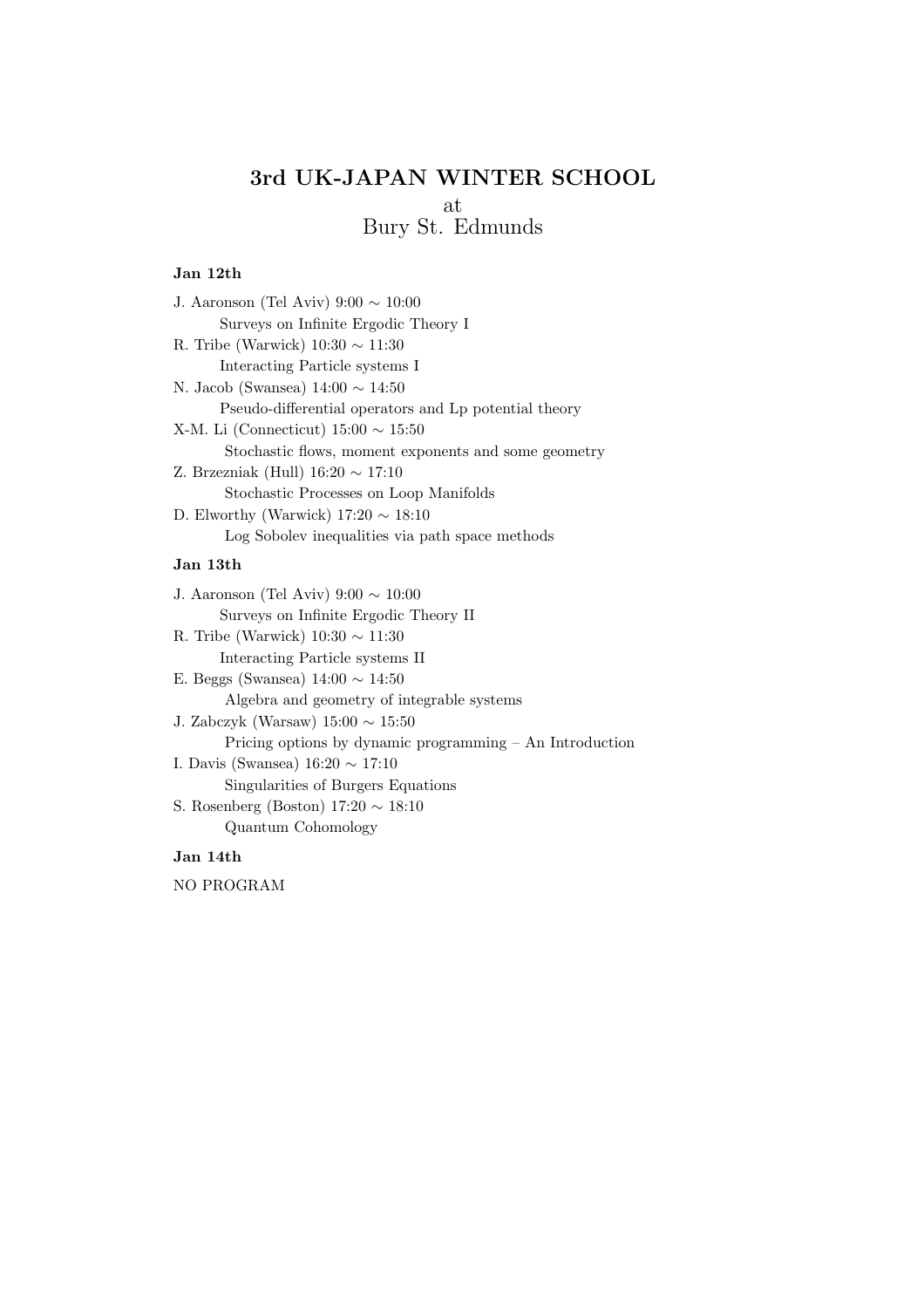# 3rd UK-JAPAN WINTER SCHOOL

at

Bury St. Edmunds

### Jan 12th

J. Aaronson (Tel Aviv) 9:00 ∼ 10:00
  Surveys on Infinite Ergodic Theory I

R. Tribe (Warwick) 10:30 ∼ 11:30
  Interacting Particle systems I

N. Jacob (Swansea) 14:00 ∼ 14:50
  Pseudo-differential operators and Lp potential theory

X-M. Li (Connecticut) 15:00 ∼ 15:50
  Stochastic flows, moment exponents and some geometry

Z. Brzezniak (Hull) 16:20 ∼ 17:10
  Stochastic Processes on Loop Manifolds

D. Elworthy (Warwick) 17:20 ∼ 18:10
  Log Sobolev inequalities via path space methods

### Jan 13th

J. Aaronson (Tel Aviv) 9:00 ∼ 10:00
  Surveys on Infinite Ergodic Theory II

R. Tribe (Warwick) 10:30 ∼ 11:30
  Interacting Particle systems II

E. Beggs (Swansea) 14:00 ∼ 14:50
  Algebra and geometry of integrable systems

J. Zabczyk (Warsaw) 15:00 ∼ 15:50
  Pricing options by dynamic programming – An Introduction

I. Davis (Swansea) 16:20 ∼ 17:10
  Singularities of Burgers Equations

S. Rosenberg (Boston) 17:20 ∼ 18:10
  Quantum Cohomology

### Jan 14th

NO PROGRAM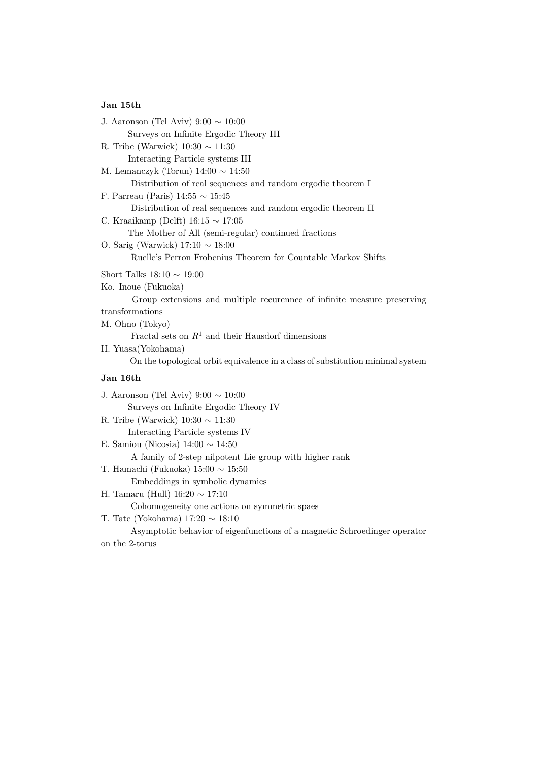**Jan 15th**

J. Aaronson (Tel Aviv) 9:00 ∼ 10:00
Surveys on Infinite Ergodic Theory III

R. Tribe (Warwick) 10:30 ∼ 11:30
Interacting Particle systems III

M. Lemanczyk (Torun) 14:00 ∼ 14:50
Distribution of real sequences and random ergodic theorem I

F. Parreau (Paris) 14:55 ∼ 15:45
Distribution of real sequences and random ergodic theorem II

C. Kraaikamp (Delft) 16:15 ∼ 17:05
The Mother of All (semi-regular) continued fractions

O. Sarig (Warwick) 17:10 ∼ 18:00
Ruelle's Perron Frobenius Theorem for Countable Markov Shifts

Short Talks 18:10 ∼ 19:00

Ko. Inoue (Fukuoka)
Group extensions and multiple recurennce of infinite measure preserving transformations

M. Ohno (Tokyo)
Fractal sets on $R^1$ and their Hausdorf dimensions

H. Yuasa(Yokohama)
On the topological orbit equivalence in a class of substitution minimal system

**Jan 16th**

J. Aaronson (Tel Aviv) 9:00 ∼ 10:00
Surveys on Infinite Ergodic Theory IV

R. Tribe (Warwick) 10:30 ∼ 11:30
Interacting Particle systems IV

E. Samiou (Nicosia) 14:00 ∼ 14:50
A family of 2-step nilpotent Lie group with higher rank

T. Hamachi (Fukuoka) 15:00 ∼ 15:50
Embeddings in symbolic dynamics

H. Tamaru (Hull) 16:20 ∼ 17:10
Cohomogeneity one actions on symmetric spaes

T. Tate (Yokohama) 17:20 ∼ 18:10
Asymptotic behavior of eigenfunctions of a magnetic Schroedinger operator on the 2-torus